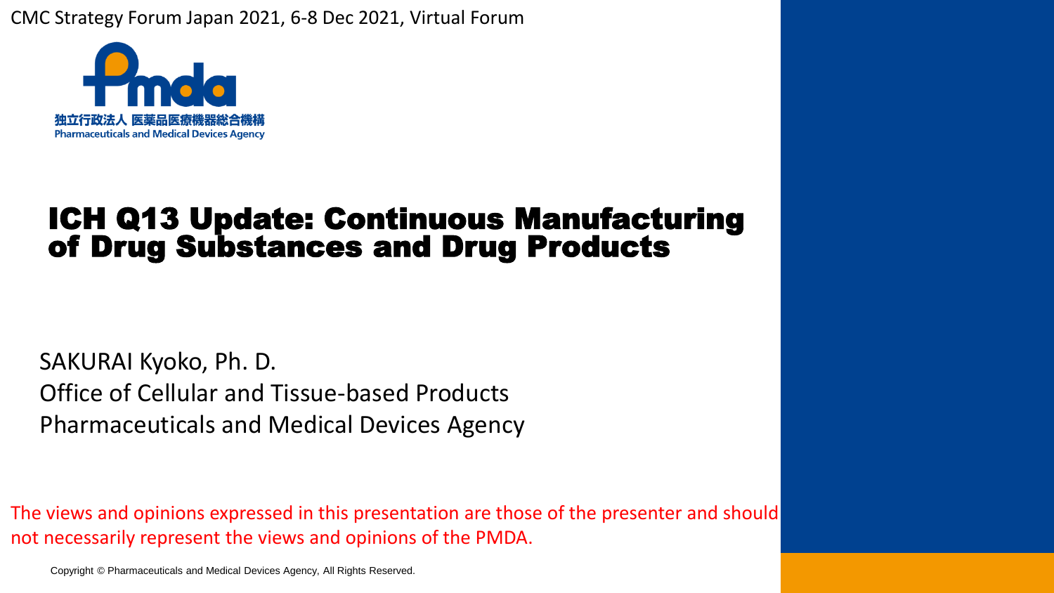CMC Strategy Forum Japan 2021, 6-8 Dec 2021, Virtual Forum

独立行政法人 医薬品医療機器総合機構
Pharmaceuticals and Medical Devices Agency

# ICH Q13 Update: Continuous Manufacturing of Drug Substances and Drug Products

SAKURAI Kyoko, Ph. D.
Office of Cellular and Tissue-based Products
Pharmaceuticals and Medical Devices Agency

The views and opinions expressed in this presentation are those of the presenter and should not necessarily represent the views and opinions of the PMDA.

Copyright © Pharmaceuticals and Medical Devices Agency, All Rights Reserved.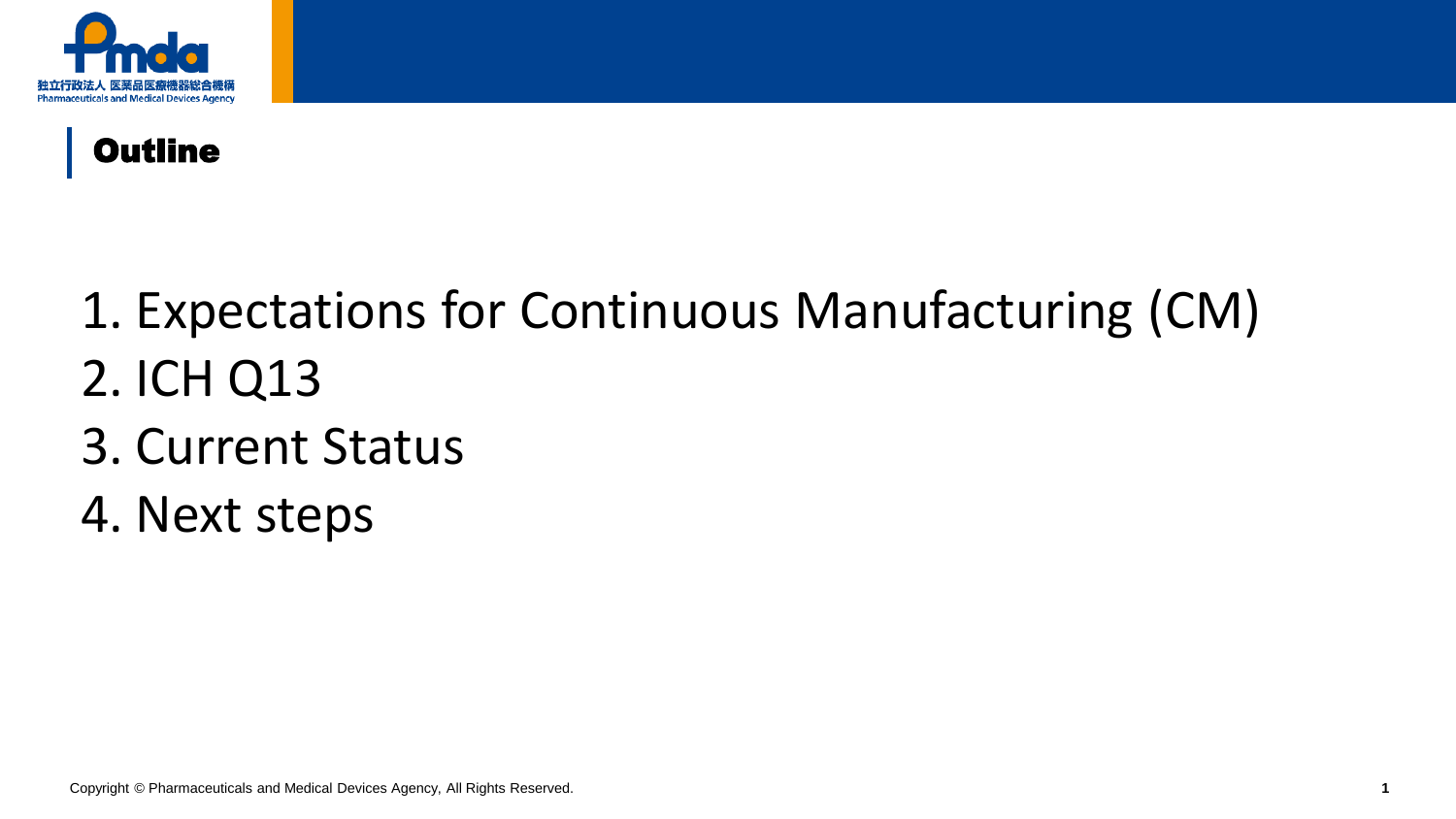## Outline

1. Expectations for Continuous Manufacturing (CM)
2. ICH Q13
3. Current Status
4. Next steps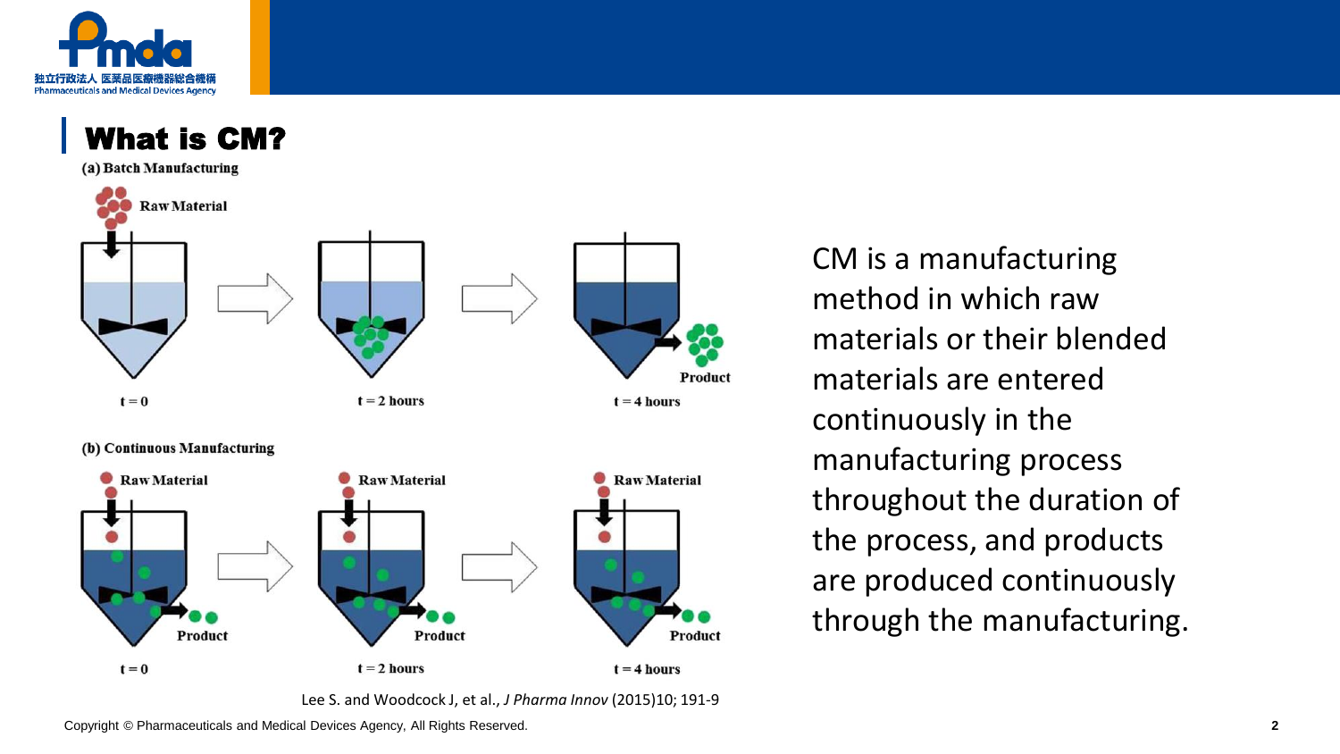## What is CM?

(a) Batch Manufacturing

Raw Material

t = 0 | t = 2 hours | t = 4 hours

Product

(b) Continuous Manufacturing

Raw Material | Raw Material | Raw Material

Product | Product | Product

t = 0 | t = 2 hours | t = 4 hours

Lee S. and Woodcock J, et al., *J Pharma Innov* (2015)10; 191-9

CM is a manufacturing method in which raw materials or their blended materials are entered continuously in the manufacturing process throughout the duration of the process, and products are produced continuously through the manufacturing.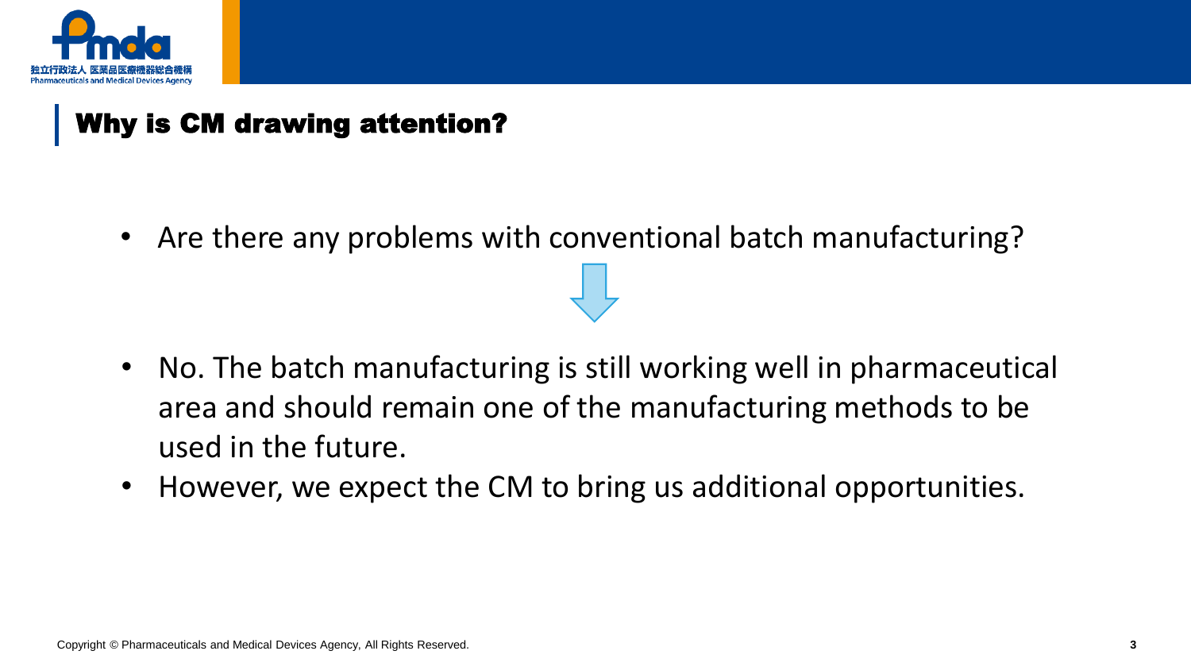## Why is CM drawing attention?

- Are there any problems with conventional batch manufacturing?

↓

- No. The batch manufacturing is still working well in pharmaceutical area and should remain one of the manufacturing methods to be used in the future.
- However, we expect the CM to bring us additional opportunities.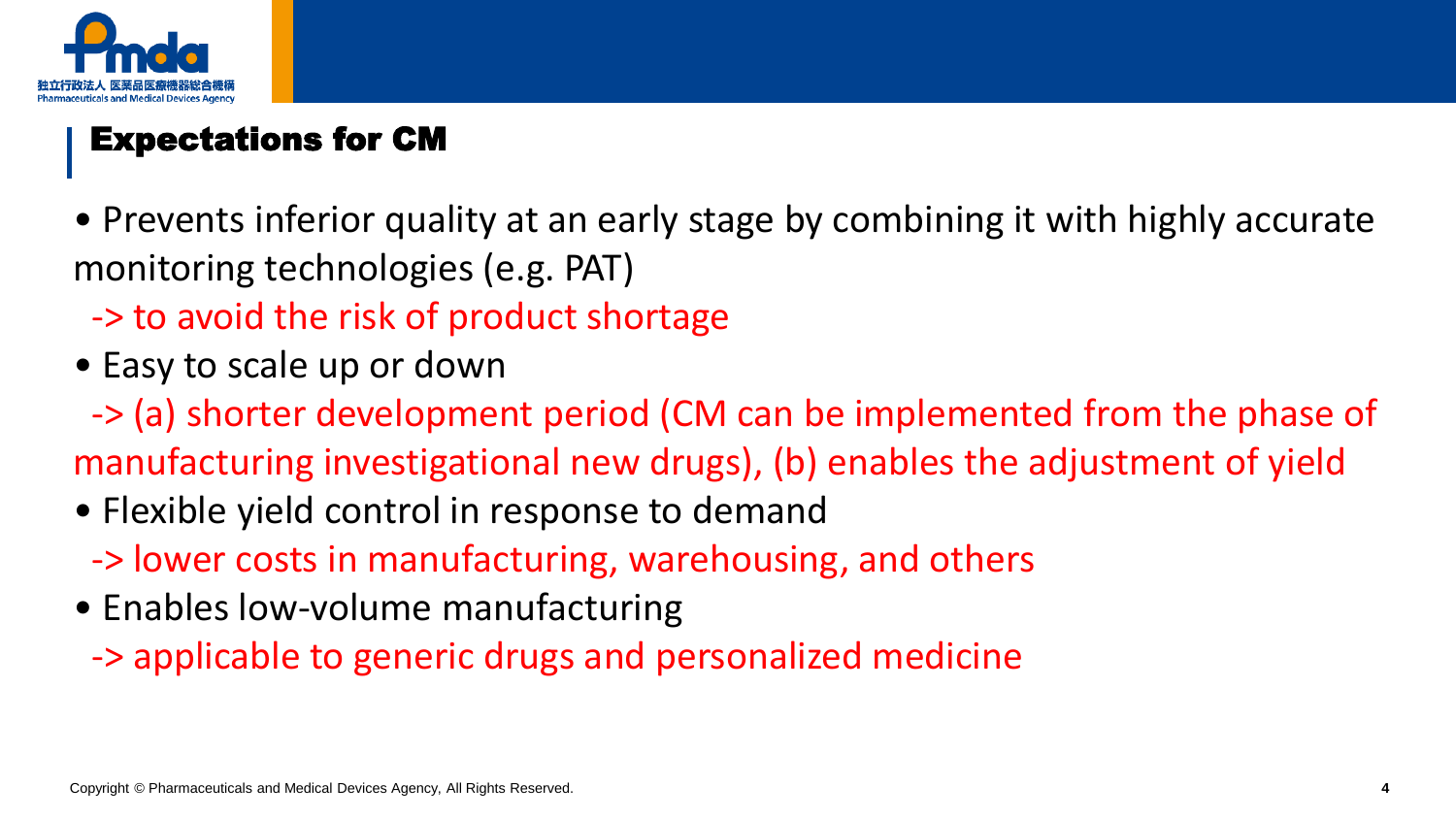## Expectations for CM

- Prevents inferior quality at an early stage by combining it with highly accurate monitoring technologies (e.g. PAT)
  -> to avoid the risk of product shortage
- Easy to scale up or down
  -> (a) shorter development period (CM can be implemented from the phase of manufacturing investigational new drugs), (b) enables the adjustment of yield
- Flexible yield control in response to demand
  -> lower costs in manufacturing, warehousing, and others
- Enables low-volume manufacturing
  -> applicable to generic drugs and personalized medicine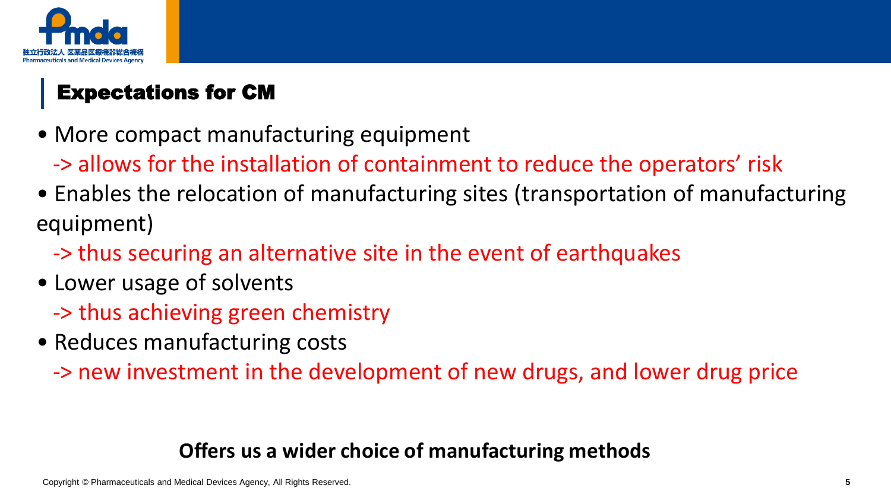## Expectations for CM

- More compact manufacturing equipment
  - -> allows for the installation of containment to reduce the operators' risk
- Enables the relocation of manufacturing sites (transportation of manufacturing equipment)
  - -> thus securing an alternative site in the event of earthquakes
- Lower usage of solvents
  - -> thus achieving green chemistry
- Reduces manufacturing costs
  - -> new investment in the development of new drugs, and lower drug price

**Offers us a wider choice of manufacturing methods**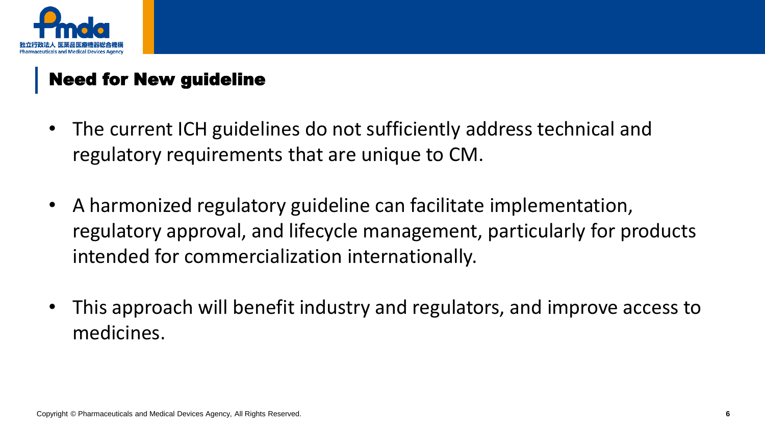## Need for New guideline

- The current ICH guidelines do not sufficiently address technical and regulatory requirements that are unique to CM.
- A harmonized regulatory guideline can facilitate implementation, regulatory approval, and lifecycle management, particularly for products intended for commercialization internationally.
- This approach will benefit industry and regulators, and improve access to medicines.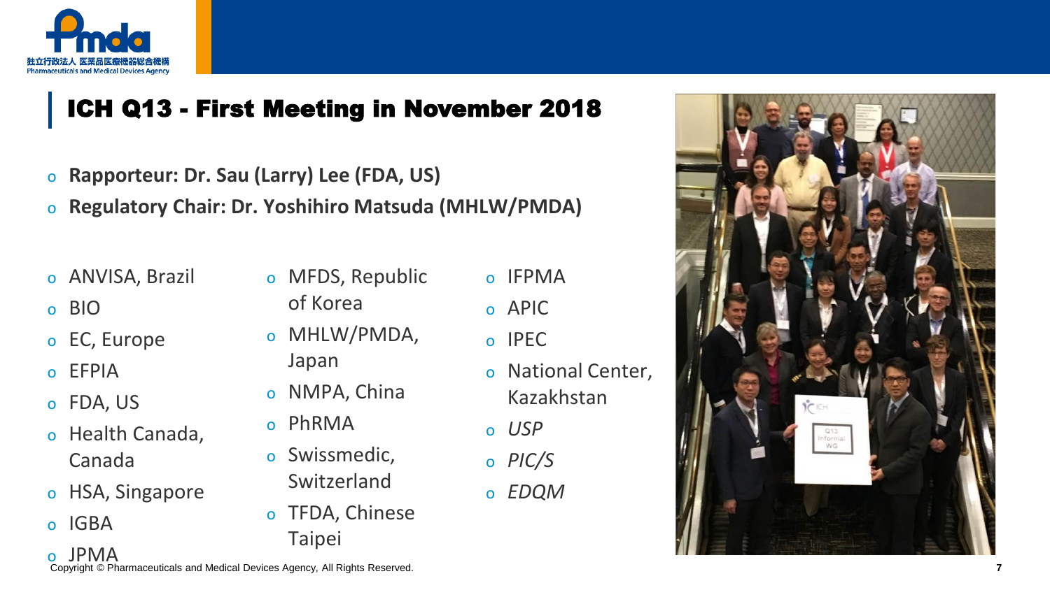# ICH Q13 - First Meeting in November 2018

- **Rapporteur: Dr. Sau (Larry) Lee (FDA, US)**
- **Regulatory Chair: Dr. Yoshihiro Matsuda (MHLW/PMDA)**

- ANVISA, Brazil
- BIO
- EC, Europe
- EFPIA
- FDA, US
- Health Canada, Canada
- HSA, Singapore
- IGBA
- JPMA
- MFDS, Republic of Korea
- MHLW/PMDA, Japan
- NMPA, China
- PhRMA
- Swissmedic, Switzerland
- TFDA, Chinese Taipei
- IFPMA
- APIC
- IPEC
- National Center, Kazakhstan
- *USP*
- *PIC/S*
- *EDQM*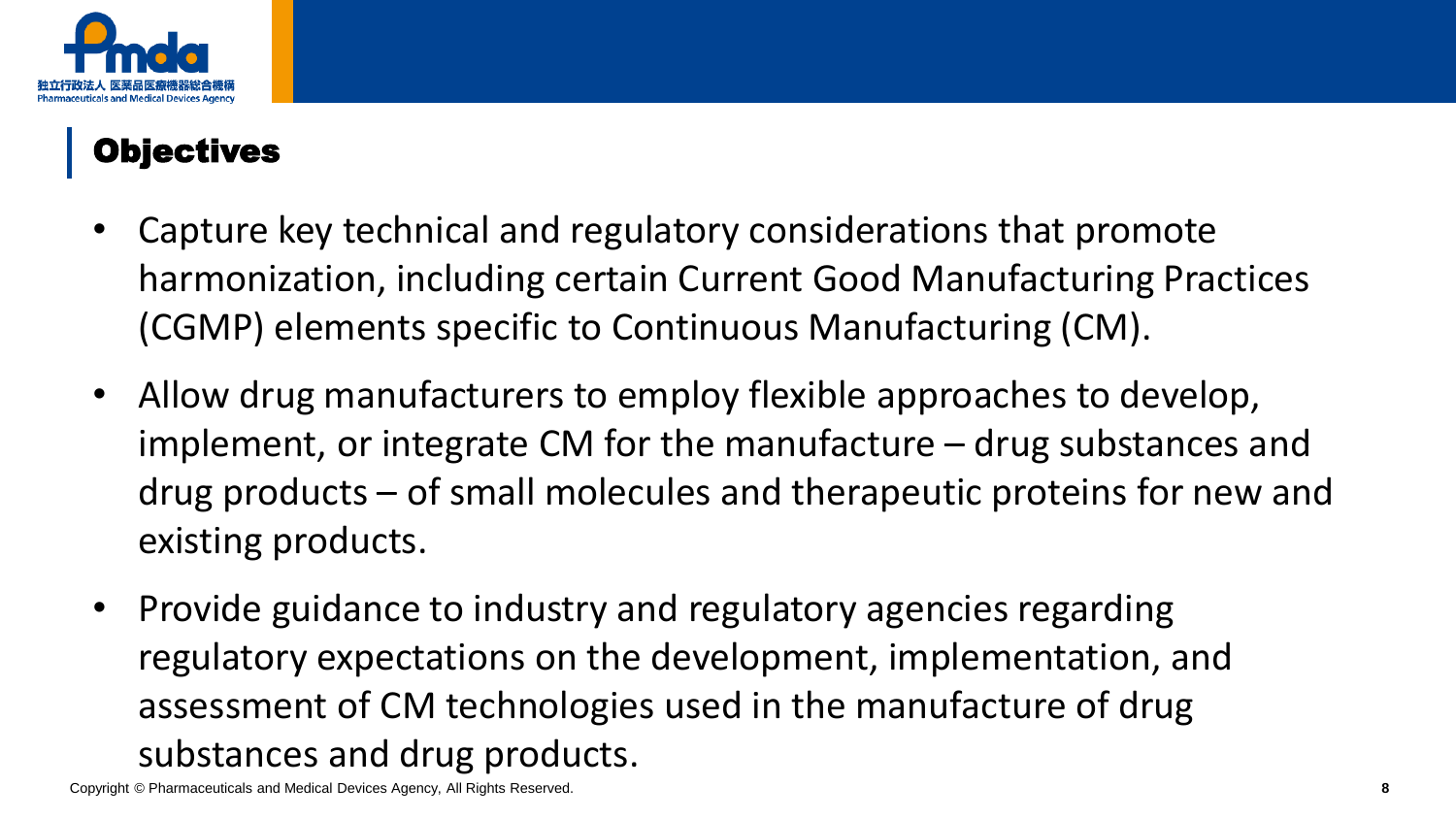## Objectives

- Capture key technical and regulatory considerations that promote harmonization, including certain Current Good Manufacturing Practices (CGMP) elements specific to Continuous Manufacturing (CM).
- Allow drug manufacturers to employ flexible approaches to develop, implement, or integrate CM for the manufacture – drug substances and drug products – of small molecules and therapeutic proteins for new and existing products.
- Provide guidance to industry and regulatory agencies regarding regulatory expectations on the development, implementation, and assessment of CM technologies used in the manufacture of drug substances and drug products.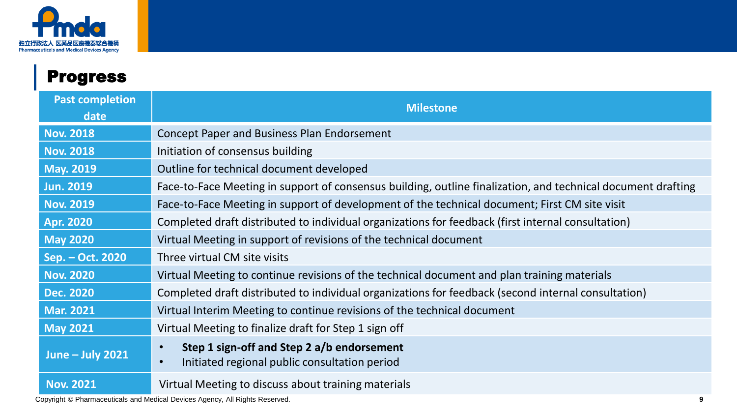## Progress

| Past completion date | Milestone |
|---|---|
| Nov. 2018 | Concept Paper and Business Plan Endorsement |
| Nov. 2018 | Initiation of consensus building |
| May. 2019 | Outline for technical document developed |
| Jun. 2019 | Face-to-Face Meeting in support of consensus building, outline finalization, and technical document drafting |
| Nov. 2019 | Face-to-Face Meeting in support of development of the technical document; First CM site visit |
| Apr. 2020 | Completed draft distributed to individual organizations for feedback (first internal consultation) |
| May 2020 | Virtual Meeting in support of revisions of the technical document |
| Sep. – Oct. 2020 | Three virtual CM site visits |
| Nov. 2020 | Virtual Meeting to continue revisions of the technical document and plan training materials |
| Dec. 2020 | Completed draft distributed to individual organizations for feedback (second internal consultation) |
| Mar. 2021 | Virtual Interim Meeting to continue revisions of the technical document |
| May 2021 | Virtual Meeting to finalize draft for Step 1 sign off |
| June – July 2021 | • **Step 1 sign-off and Step 2 a/b endorsement**<br>• Initiated regional public consultation period |
| Nov. 2021 | Virtual Meeting to discuss about training materials |

Copyright © Pharmaceuticals and Medical Devices Agency, All Rights Reserved.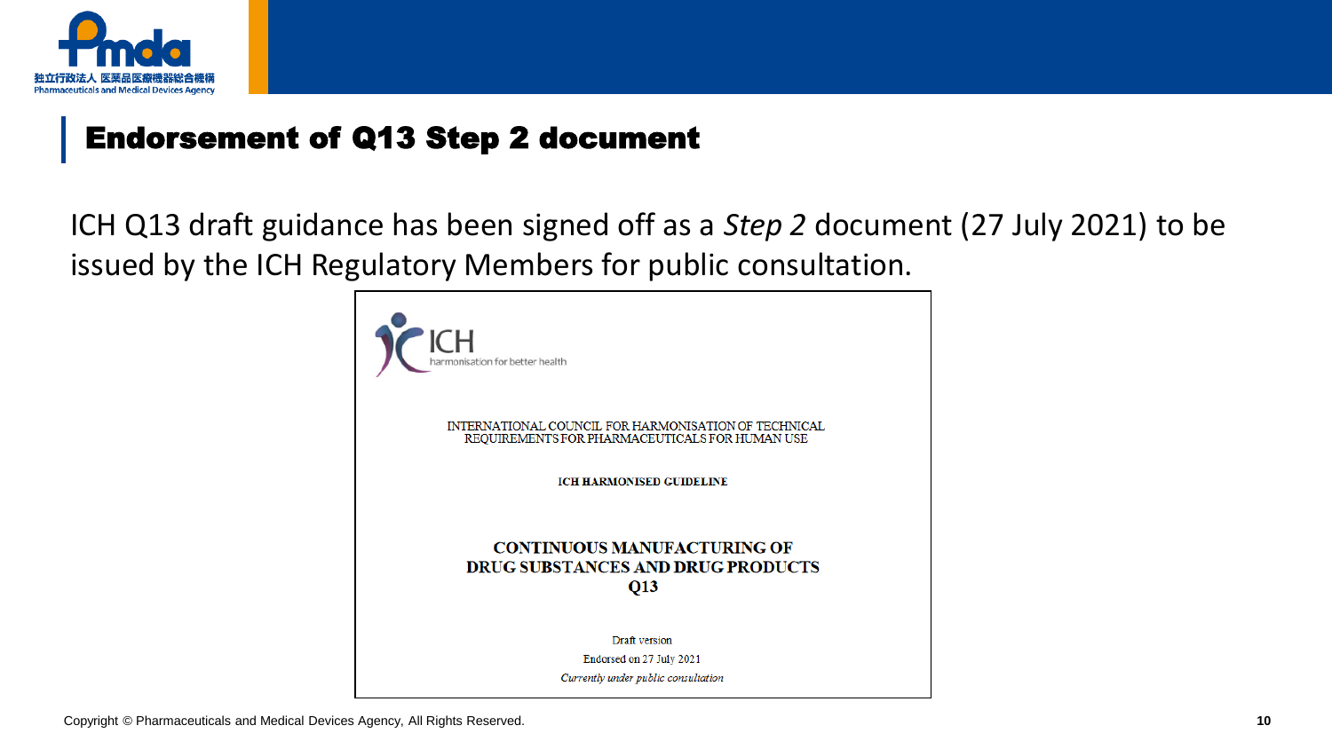# Endorsement of Q13 Step 2 document

ICH Q13 draft guidance has been signed off as a *Step 2* document (27 July 2021) to be issued by the ICH Regulatory Members for public consultation.

ICH
harmonisation for better health

INTERNATIONAL COUNCIL FOR HARMONISATION OF TECHNICAL REQUIREMENTS FOR PHARMACEUTICALS FOR HUMAN USE

**ICH HARMONISED GUIDELINE**

**CONTINUOUS MANUFACTURING OF DRUG SUBSTANCES AND DRUG PRODUCTS Q13**

Draft version

Endorsed on 27 July 2021

*Currently under public consultation*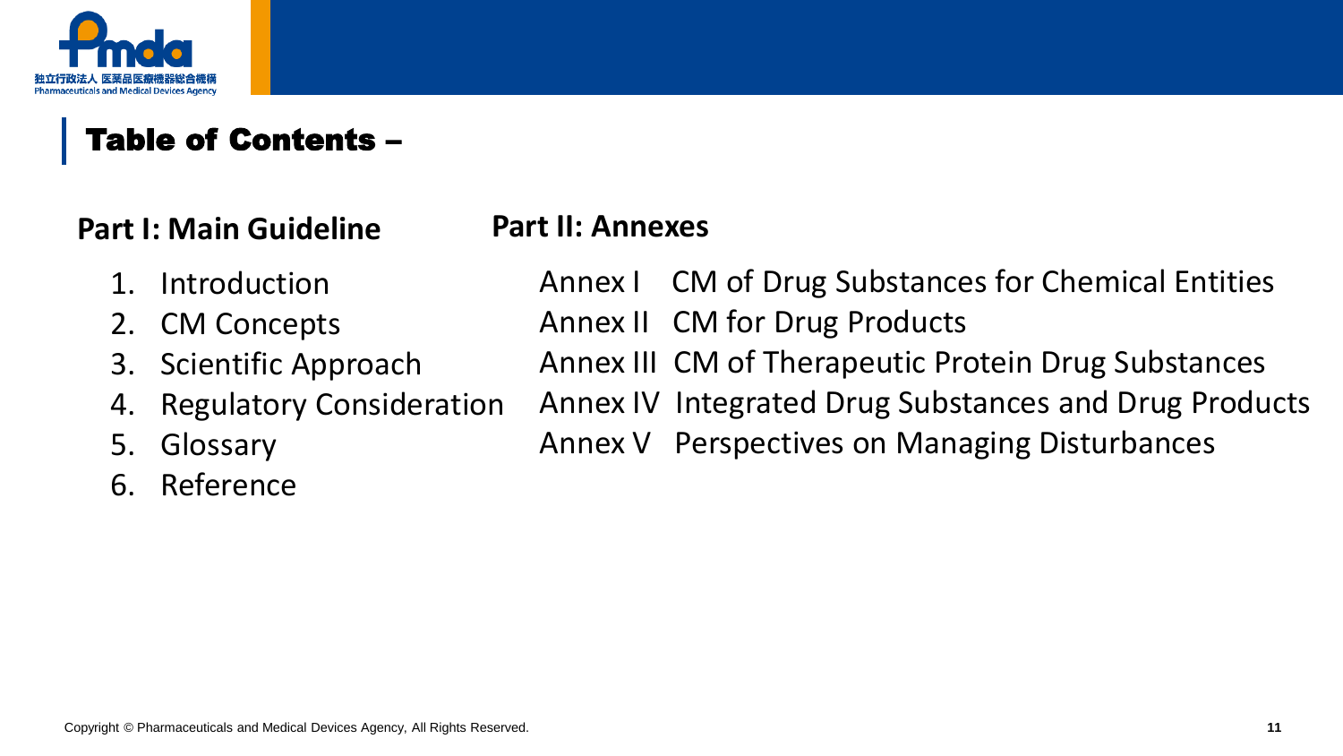## Table of Contents –

### Part I: Main Guideline

1. Introduction
2. CM Concepts
3. Scientific Approach
4. Regulatory Consideration
5. Glossary
6. Reference

### Part II: Annexes

- Annex I CM of Drug Substances for Chemical Entities
- Annex II CM for Drug Products
- Annex III CM of Therapeutic Protein Drug Substances
- Annex IV Integrated Drug Substances and Drug Products
- Annex V Perspectives on Managing Disturbances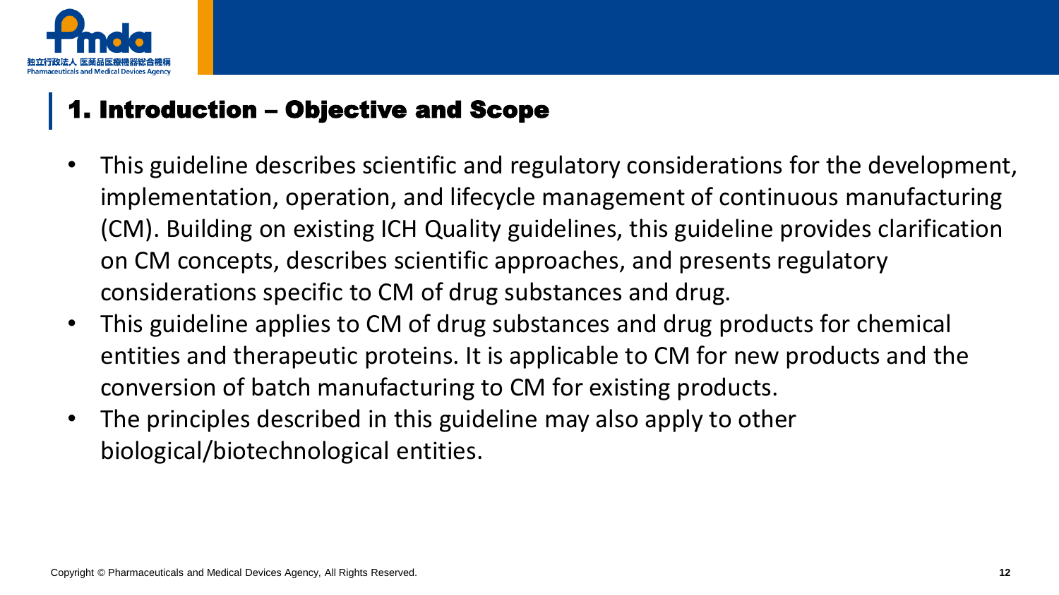## 1. Introduction – Objective and Scope

- This guideline describes scientific and regulatory considerations for the development, implementation, operation, and lifecycle management of continuous manufacturing (CM). Building on existing ICH Quality guidelines, this guideline provides clarification on CM concepts, describes scientific approaches, and presents regulatory considerations specific to CM of drug substances and drug.
- This guideline applies to CM of drug substances and drug products for chemical entities and therapeutic proteins. It is applicable to CM for new products and the conversion of batch manufacturing to CM for existing products.
- The principles described in this guideline may also apply to other biological/biotechnological entities.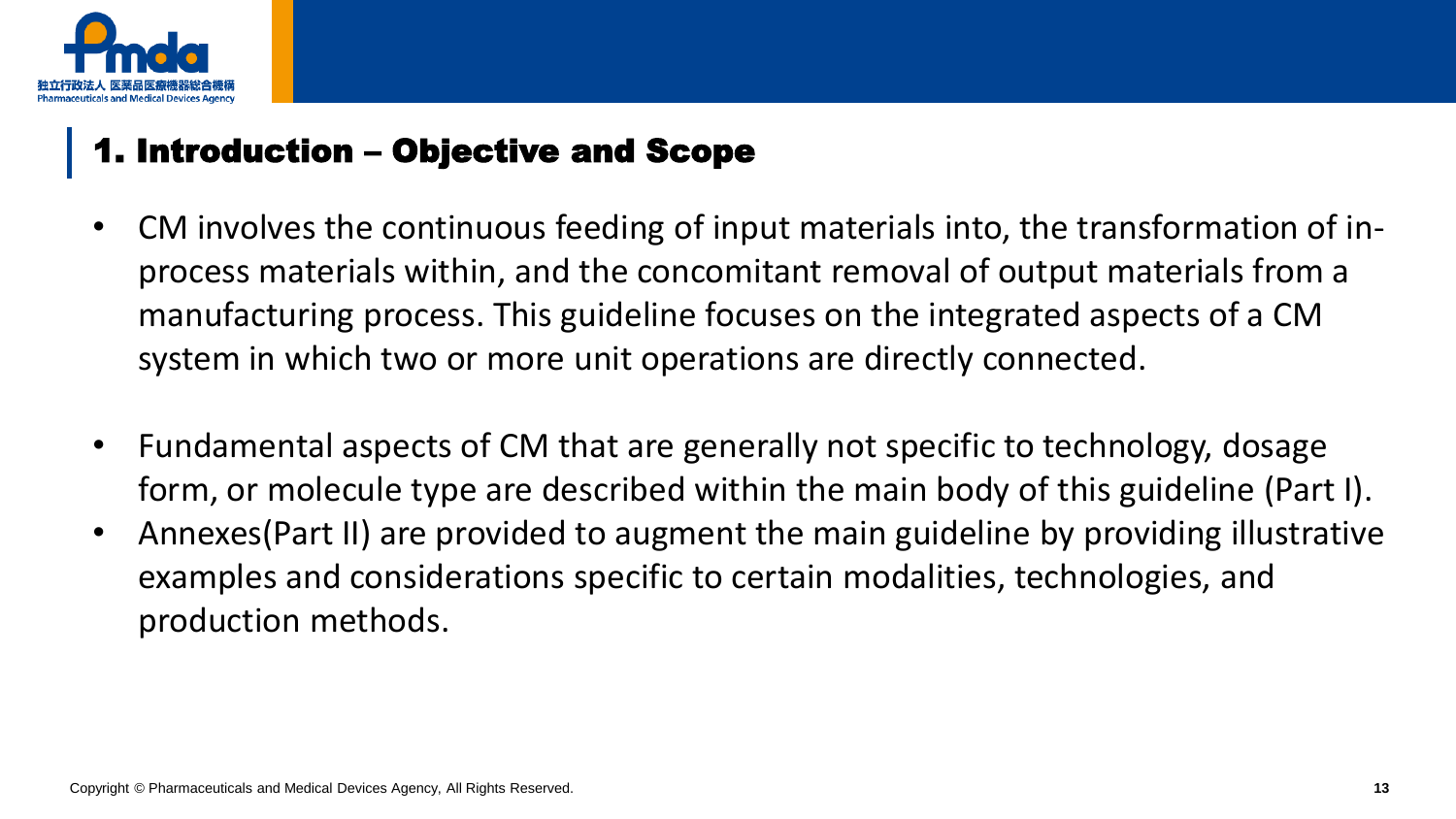## 1. Introduction – Objective and Scope

- CM involves the continuous feeding of input materials into, the transformation of in-process materials within, and the concomitant removal of output materials from a manufacturing process. This guideline focuses on the integrated aspects of a CM system in which two or more unit operations are directly connected.

- Fundamental aspects of CM that are generally not specific to technology, dosage form, or molecule type are described within the main body of this guideline (Part I).
- Annexes(Part II) are provided to augment the main guideline by providing illustrative examples and considerations specific to certain modalities, technologies, and production methods.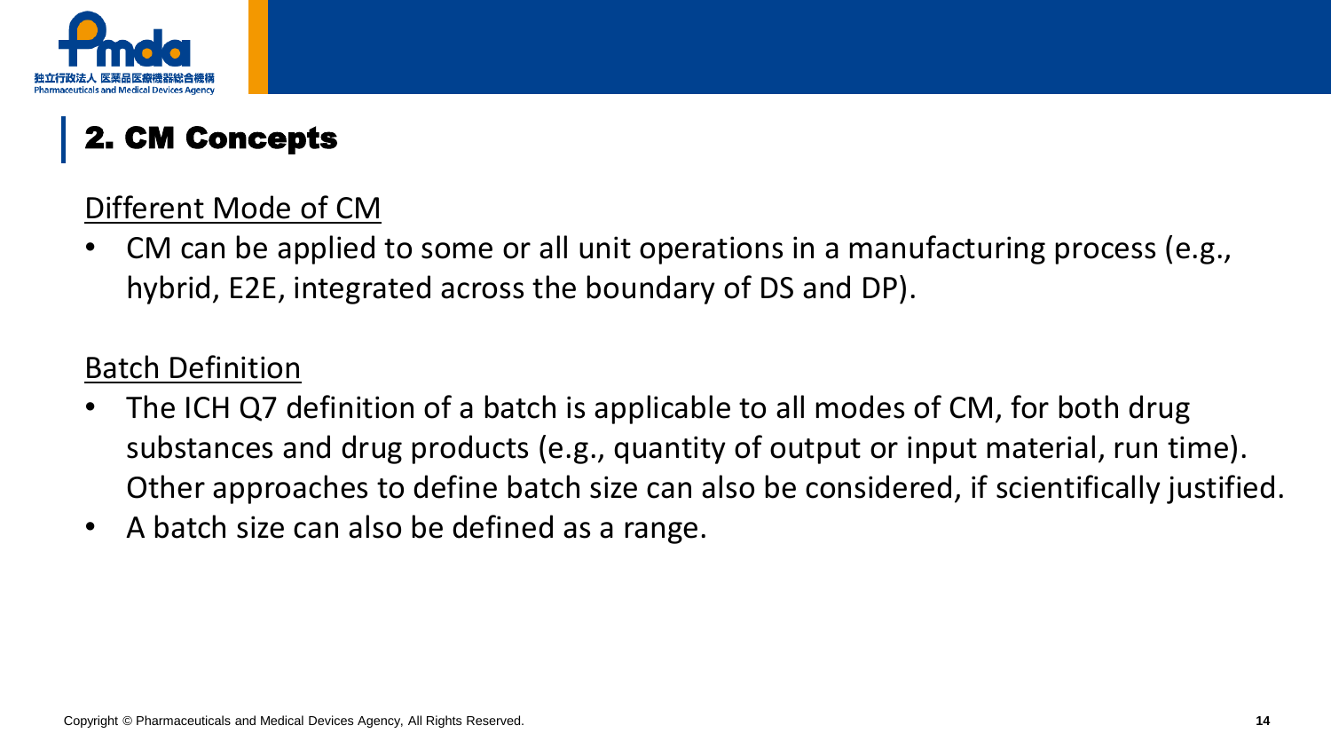## 2. CM Concepts

Different Mode of CM

- CM can be applied to some or all unit operations in a manufacturing process (e.g., hybrid, E2E, integrated across the boundary of DS and DP).

Batch Definition

- The ICH Q7 definition of a batch is applicable to all modes of CM, for both drug substances and drug products (e.g., quantity of output or input material, run time). Other approaches to define batch size can also be considered, if scientifically justified.
- A batch size can also be defined as a range.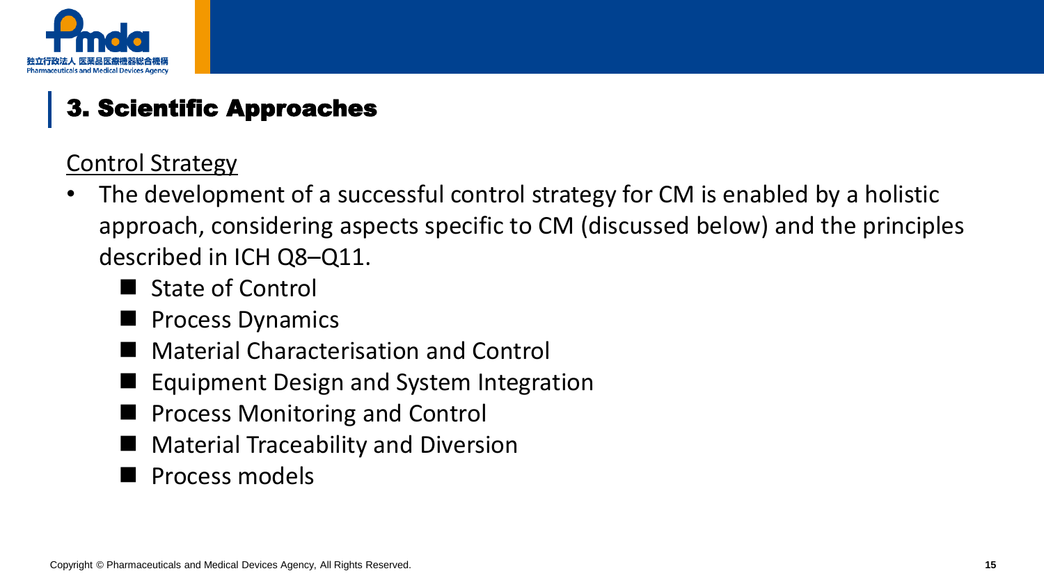## 3. Scientific Approaches

Control Strategy

- The development of a successful control strategy for CM is enabled by a holistic approach, considering aspects specific to CM (discussed below) and the principles described in ICH Q8–Q11.
  - State of Control
  - Process Dynamics
  - Material Characterisation and Control
  - Equipment Design and System Integration
  - Process Monitoring and Control
  - Material Traceability and Diversion
  - Process models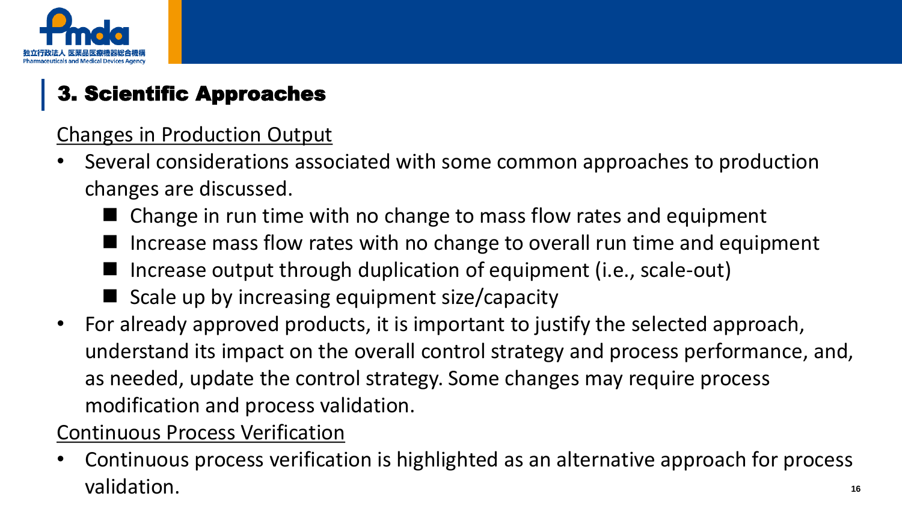## 3. Scientific Approaches

Changes in Production Output

- Several considerations associated with some common approaches to production changes are discussed.
  - Change in run time with no change to mass flow rates and equipment
  - Increase mass flow rates with no change to overall run time and equipment
  - Increase output through duplication of equipment (i.e., scale-out)
  - Scale up by increasing equipment size/capacity
- For already approved products, it is important to justify the selected approach, understand its impact on the overall control strategy and process performance, and, as needed, update the control strategy. Some changes may require process modification and process validation.

Continuous Process Verification

- Continuous process verification is highlighted as an alternative approach for process validation.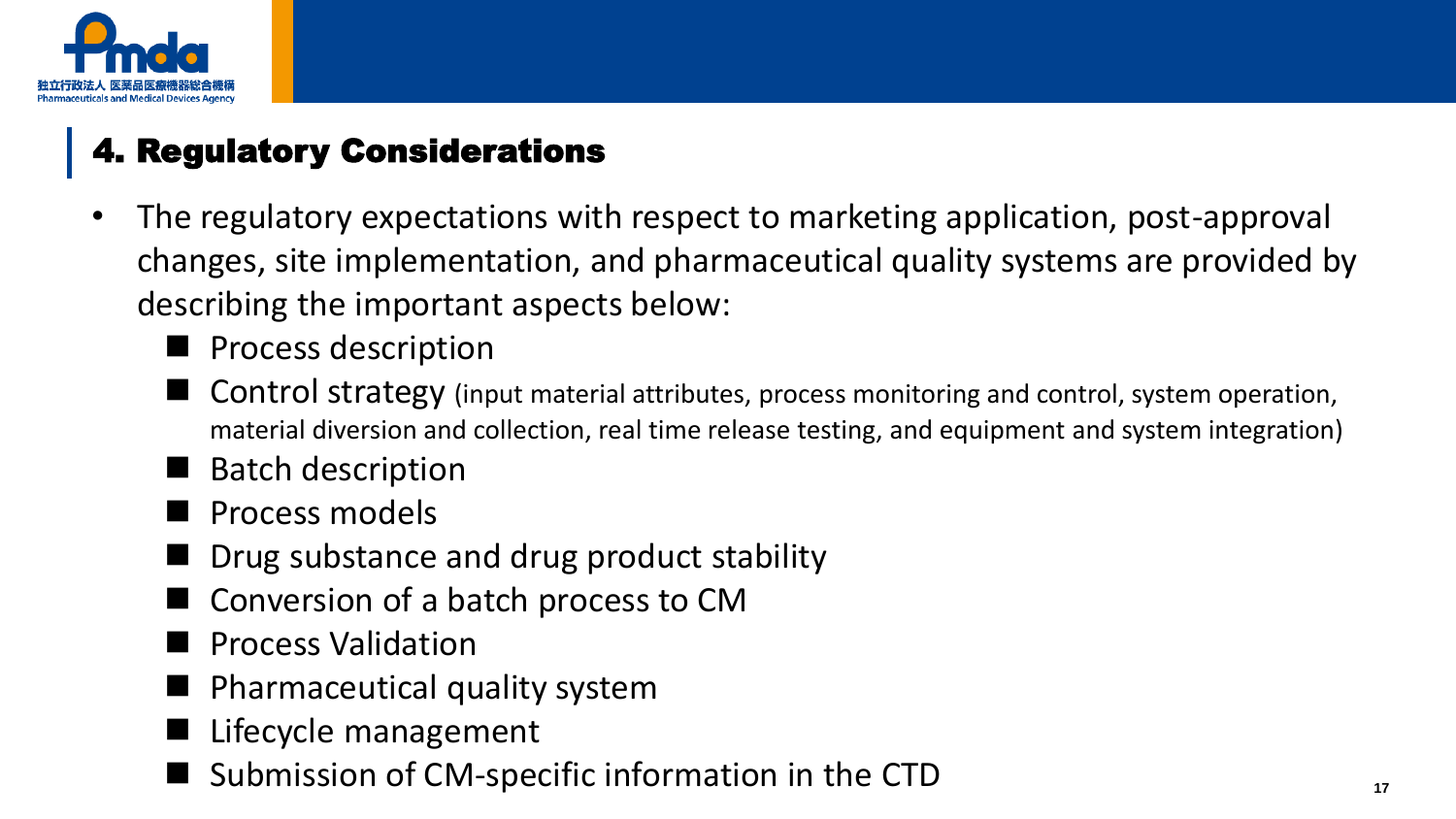## 4. Regulatory Considerations

- The regulatory expectations with respect to marketing application, post-approval changes, site implementation, and pharmaceutical quality systems are provided by describing the important aspects below:
  - Process description
  - Control strategy (input material attributes, process monitoring and control, system operation, material diversion and collection, real time release testing, and equipment and system integration)
  - Batch description
  - Process models
  - Drug substance and drug product stability
  - Conversion of a batch process to CM
  - Process Validation
  - Pharmaceutical quality system
  - Lifecycle management
  - Submission of CM-specific information in the CTD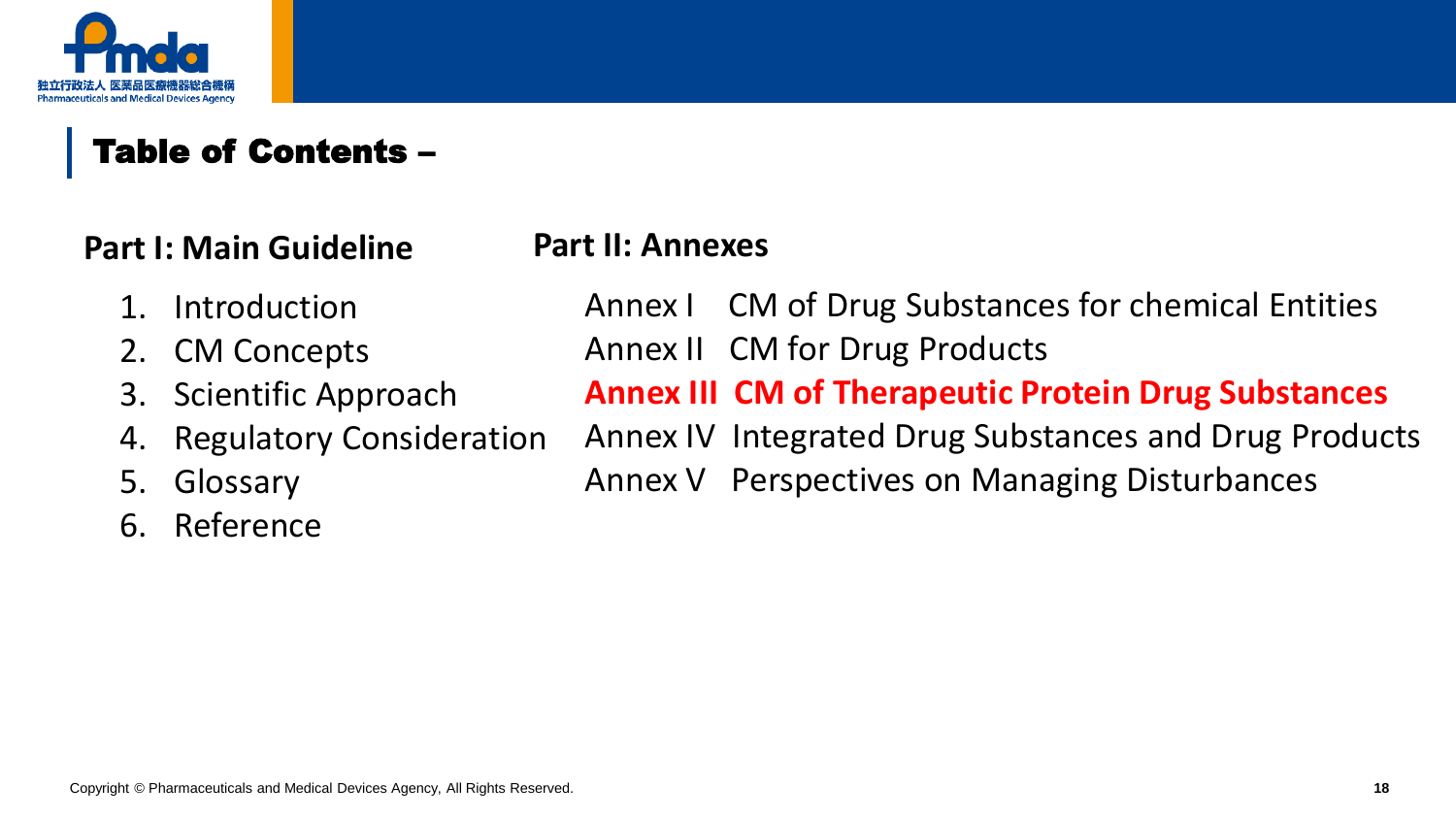## Table of Contents –

**Part I: Main Guideline**

1. Introduction
2. CM Concepts
3. Scientific Approach
4. Regulatory Consideration
5. Glossary
6. Reference

**Part II: Annexes**

- Annex I CM of Drug Substances for chemical Entities
- Annex II CM for Drug Products
- **Annex III CM of Therapeutic Protein Drug Substances**
- Annex IV Integrated Drug Substances and Drug Products
- Annex V Perspectives on Managing Disturbances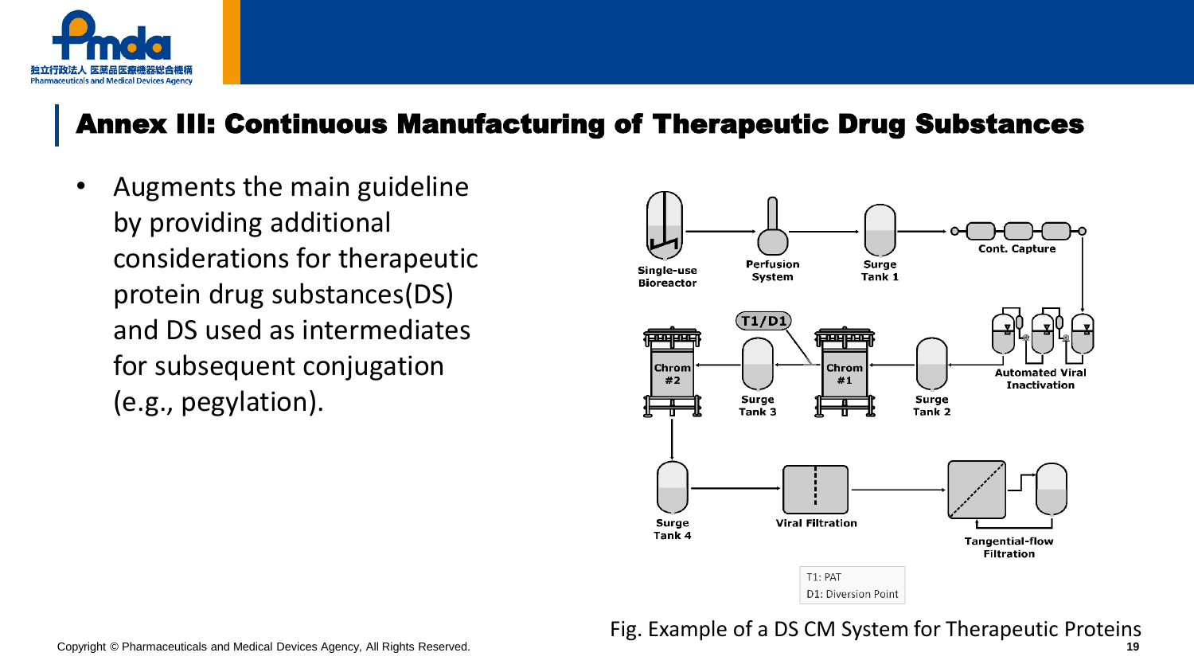## Annex III: Continuous Manufacturing of Therapeutic Drug Substances

- Augments the main guideline by providing additional considerations for therapeutic protein drug substances(DS) and DS used as intermediates for subsequent conjugation (e.g., pegylation).

Single-use Bioreactor → Perfusion System → Surge Tank 1 → Cont. Capture → Automated Viral Inactivation → Surge Tank 2 → Chrom #1 → Surge Tank 3 → Chrom #2 → Surge Tank 4 → Viral Filtration → Tangential-flow Filtration

T1/D1

T1: PAT
D1: Diversion Point

Fig. Example of a DS CM System for Therapeutic Proteins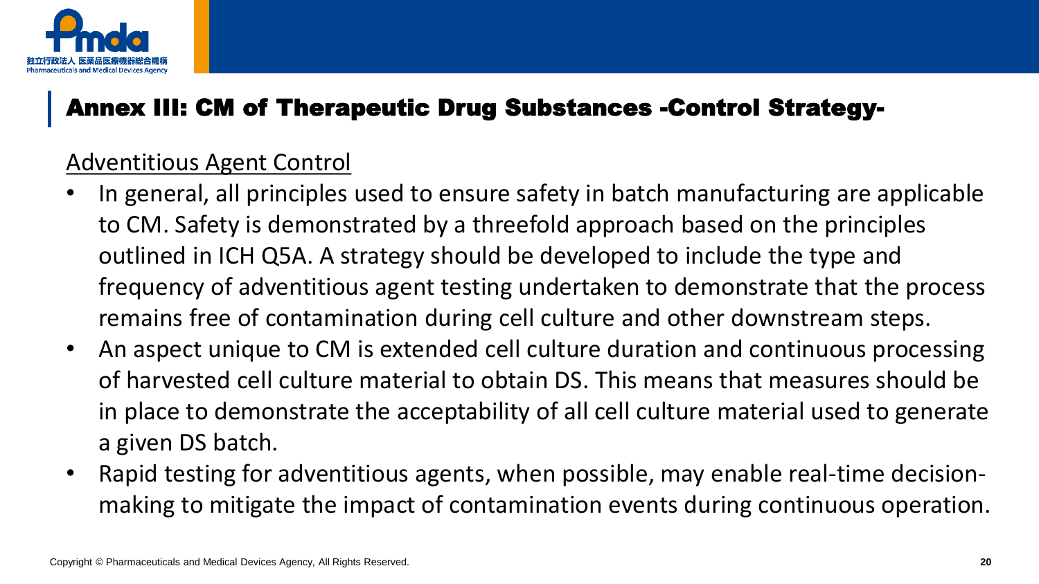## Annex III: CM of Therapeutic Drug Substances -Control Strategy-

Adventitious Agent Control

- In general, all principles used to ensure safety in batch manufacturing are applicable to CM. Safety is demonstrated by a threefold approach based on the principles outlined in ICH Q5A. A strategy should be developed to include the type and frequency of adventitious agent testing undertaken to demonstrate that the process remains free of contamination during cell culture and other downstream steps.
- An aspect unique to CM is extended cell culture duration and continuous processing of harvested cell culture material to obtain DS. This means that measures should be in place to demonstrate the acceptability of all cell culture material used to generate a given DS batch.
- Rapid testing for adventitious agents, when possible, may enable real-time decision-making to mitigate the impact of contamination events during continuous operation.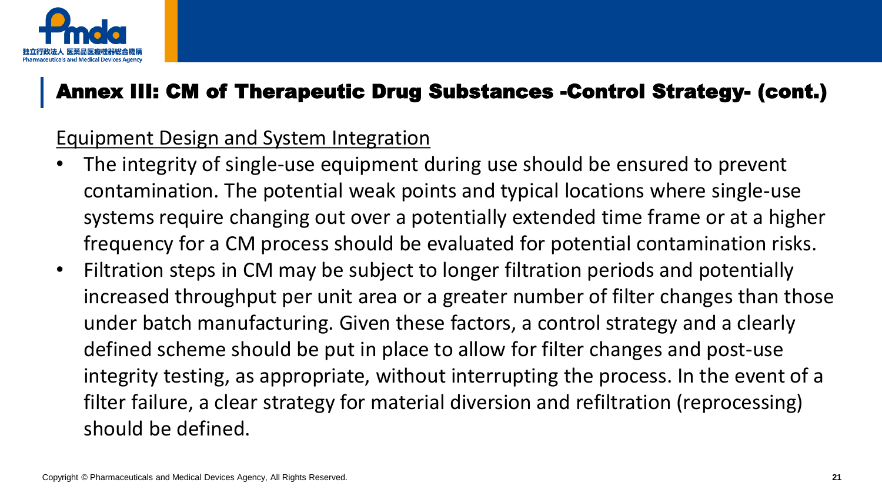## Annex III: CM of Therapeutic Drug Substances -Control Strategy- (cont.)

Equipment Design and System Integration

- The integrity of single-use equipment during use should be ensured to prevent contamination. The potential weak points and typical locations where single-use systems require changing out over a potentially extended time frame or at a higher frequency for a CM process should be evaluated for potential contamination risks.
- Filtration steps in CM may be subject to longer filtration periods and potentially increased throughput per unit area or a greater number of filter changes than those under batch manufacturing. Given these factors, a control strategy and a clearly defined scheme should be put in place to allow for filter changes and post-use integrity testing, as appropriate, without interrupting the process. In the event of a filter failure, a clear strategy for material diversion and refiltration (reprocessing) should be defined.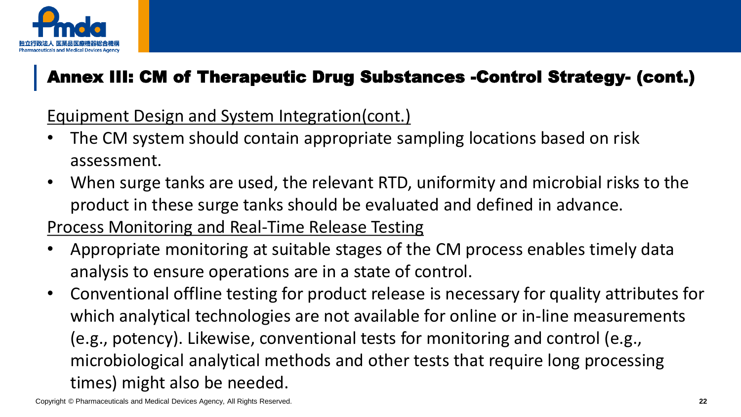## Annex III: CM of Therapeutic Drug Substances -Control Strategy- (cont.)

Equipment Design and System Integration(cont.)

- The CM system should contain appropriate sampling locations based on risk assessment.
- When surge tanks are used, the relevant RTD, uniformity and microbial risks to the product in these surge tanks should be evaluated and defined in advance.

Process Monitoring and Real-Time Release Testing

- Appropriate monitoring at suitable stages of the CM process enables timely data analysis to ensure operations are in a state of control.
- Conventional offline testing for product release is necessary for quality attributes for which analytical technologies are not available for online or in-line measurements (e.g., potency). Likewise, conventional tests for monitoring and control (e.g., microbiological analytical methods and other tests that require long processing times) might also be needed.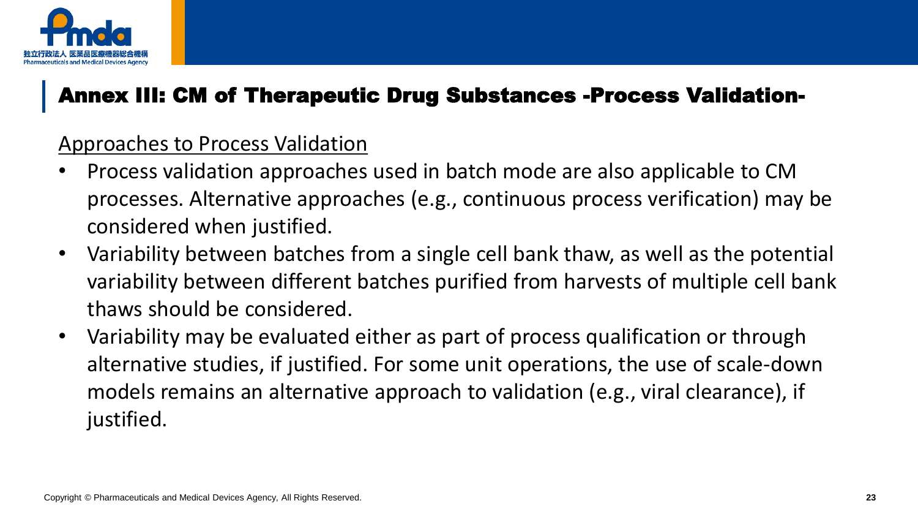# Annex III: CM of Therapeutic Drug Substances -Process Validation-

Approaches to Process Validation

- Process validation approaches used in batch mode are also applicable to CM processes. Alternative approaches (e.g., continuous process verification) may be considered when justified.
- Variability between batches from a single cell bank thaw, as well as the potential variability between different batches purified from harvests of multiple cell bank thaws should be considered.
- Variability may be evaluated either as part of process qualification or through alternative studies, if justified. For some unit operations, the use of scale-down models remains an alternative approach to validation (e.g., viral clearance), if justified.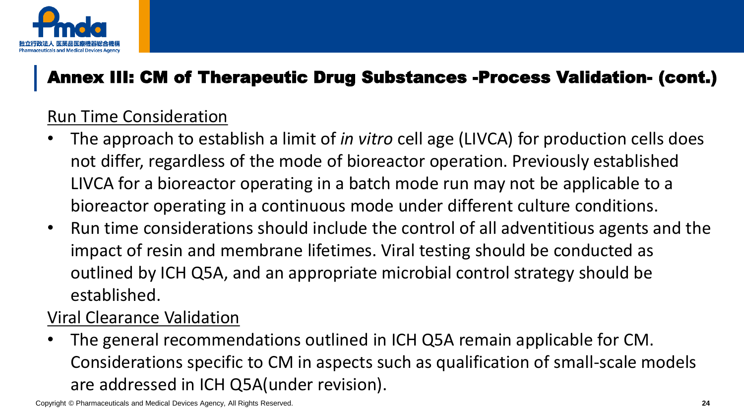## Annex III: CM of Therapeutic Drug Substances -Process Validation- (cont.)

Run Time Consideration

- The approach to establish a limit of *in vitro* cell age (LIVCA) for production cells does not differ, regardless of the mode of bioreactor operation. Previously established LIVCA for a bioreactor operating in a batch mode run may not be applicable to a bioreactor operating in a continuous mode under different culture conditions.
- Run time considerations should include the control of all adventitious agents and the impact of resin and membrane lifetimes. Viral testing should be conducted as outlined by ICH Q5A, and an appropriate microbial control strategy should be established.

Viral Clearance Validation

- The general recommendations outlined in ICH Q5A remain applicable for CM. Considerations specific to CM in aspects such as qualification of small-scale models are addressed in ICH Q5A(under revision).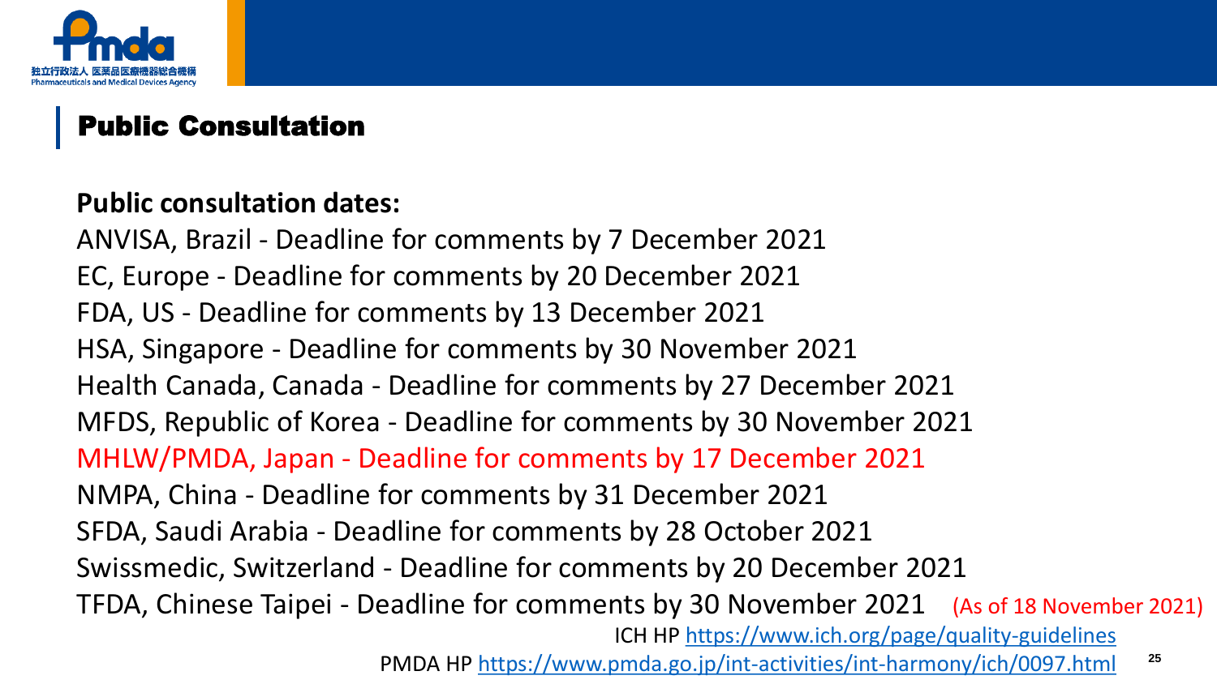## Public Consultation

**Public consultation dates:**

ANVISA, Brazil - Deadline for comments by 7 December 2021
EC, Europe - Deadline for comments by 20 December 2021
FDA, US - Deadline for comments by 13 December 2021
HSA, Singapore - Deadline for comments by 30 November 2021
Health Canada, Canada - Deadline for comments by 27 December 2021
MFDS, Republic of Korea - Deadline for comments by 30 November 2021
MHLW/PMDA, Japan - Deadline for comments by 17 December 2021
NMPA, China - Deadline for comments by 31 December 2021
SFDA, Saudi Arabia - Deadline for comments by 28 October 2021
Swissmedic, Switzerland - Deadline for comments by 20 December 2021
TFDA, Chinese Taipei - Deadline for comments by 30 November 2021 (As of 18 November 2021)

ICH HP https://www.ich.org/page/quality-guidelines

PMDA HP https://www.pmda.go.jp/int-activities/int-harmony/ich/0097.html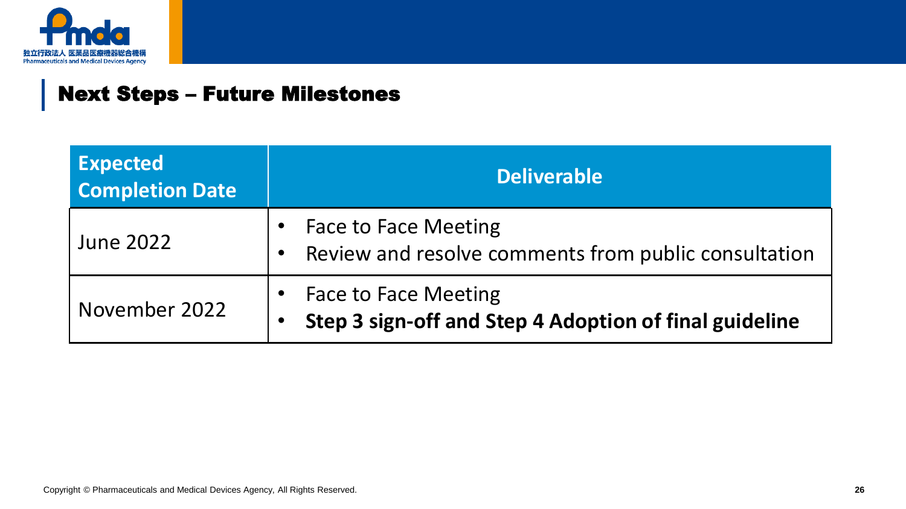## Next Steps – Future Milestones

| Expected Completion Date | Deliverable |
|---|---|
| June 2022 | • Face to Face Meeting<br>• Review and resolve comments from public consultation |
| November 2022 | • Face to Face Meeting<br>• **Step 3 sign-off and Step 4 Adoption of final guideline** |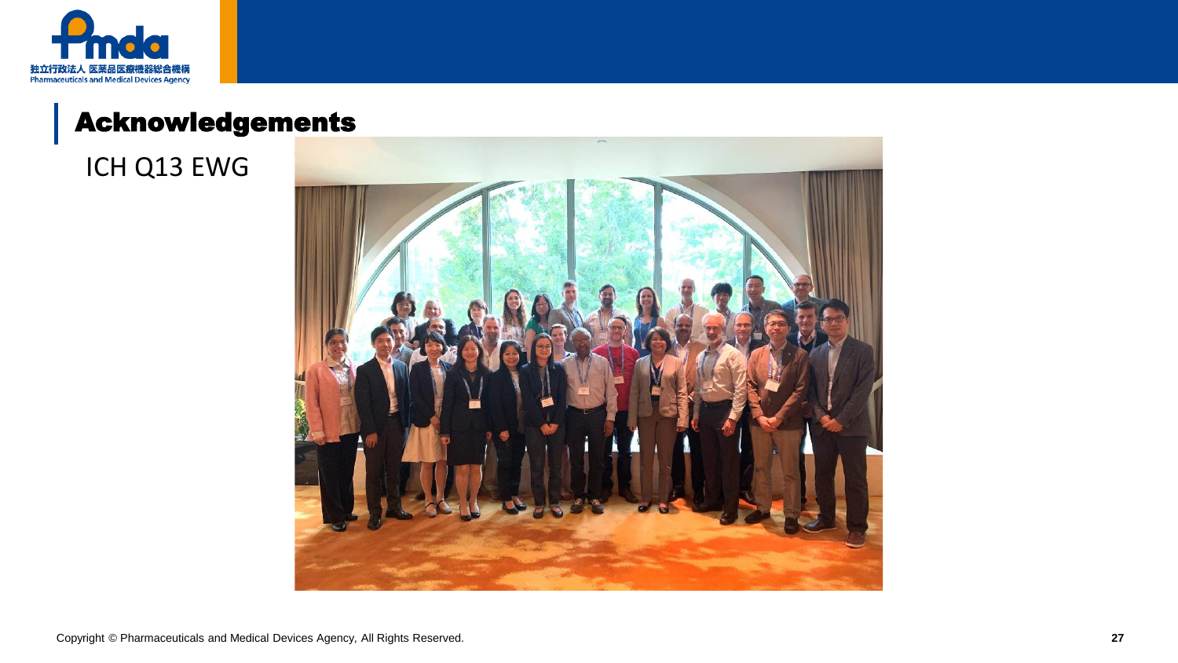## Acknowledgements

ICH Q13 EWG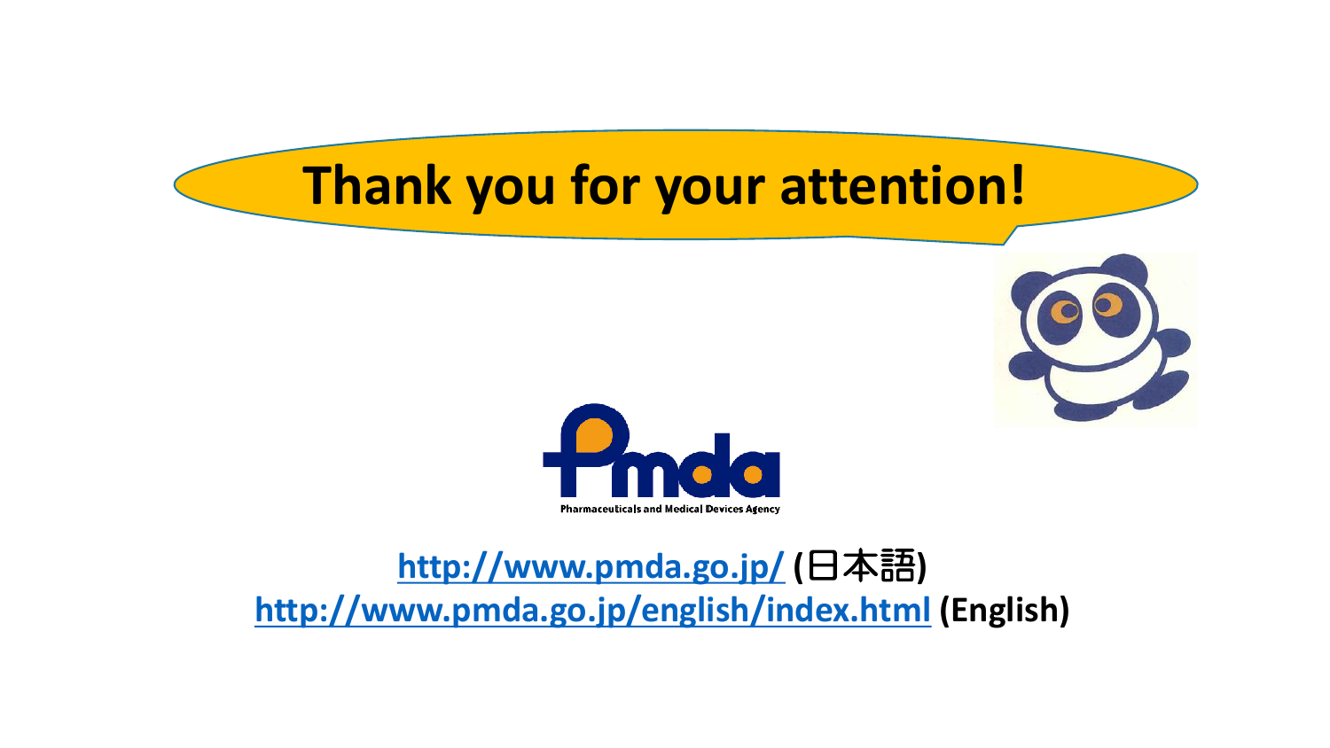# Thank you for your attention!

Pharmaceuticals and Medical Devices Agency

**http://www.pmda.go.jp/ (日本語)**
**http://www.pmda.go.jp/english/index.html (English)**